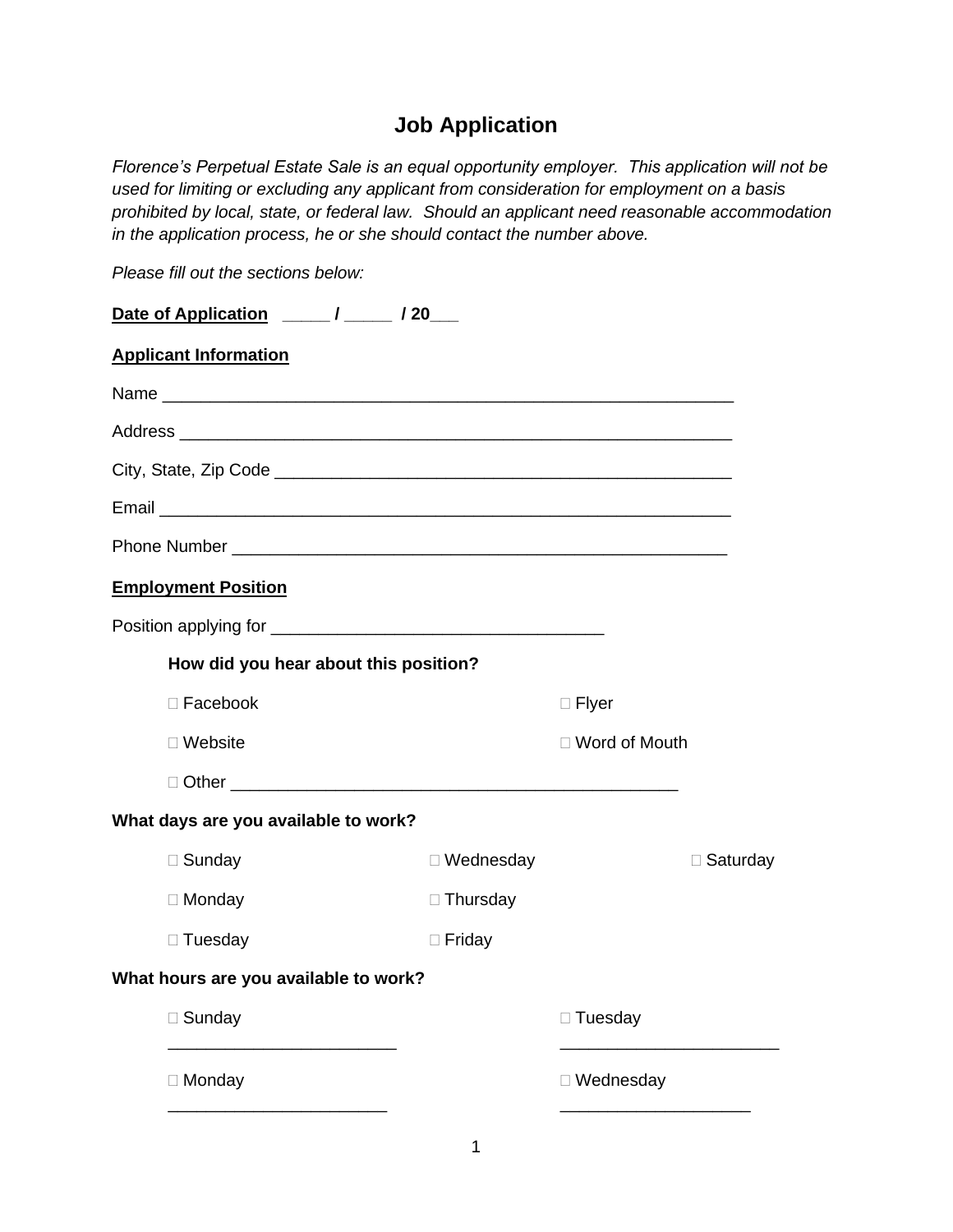# Job Application

*Florence's Perpetual Estate Sale is an equal opportunity employer. This application will not be used for limiting or excluding any applicant from consideration for employment on a basis prohibited by local, state, or federal law. Should an applicant need reasonable accommodation in the application process, he or she should contact the number above.*

*Please fill out the sections below:*

**Date of Application** _____ / _____ / 20___

**Applicant Information**

Name ______________________________________________________________

Address ____________________________________________________________

City, State, Zip Code _________________________________________________

Email ______________________________________________________________

Phone Number ______________________________________________________

**Employment Position**

Position applying for ___________________________________

**How did you hear about this position?**

☐ Facebook

☐ Flyer

☐ Website

☐ Word of Mouth

☐ Other _________________________________________________

**What days are you available to work?**

☐ Sunday

☐ Monday

☐ Tuesday

☐ Wednesday

☐ Thursday

☐ Friday

☐ Saturday

**What hours are you available to work?**

☐ Sunday
________________________

☐ Tuesday
_______________________

☐ Monday
_______________________

☐ Wednesday
____________________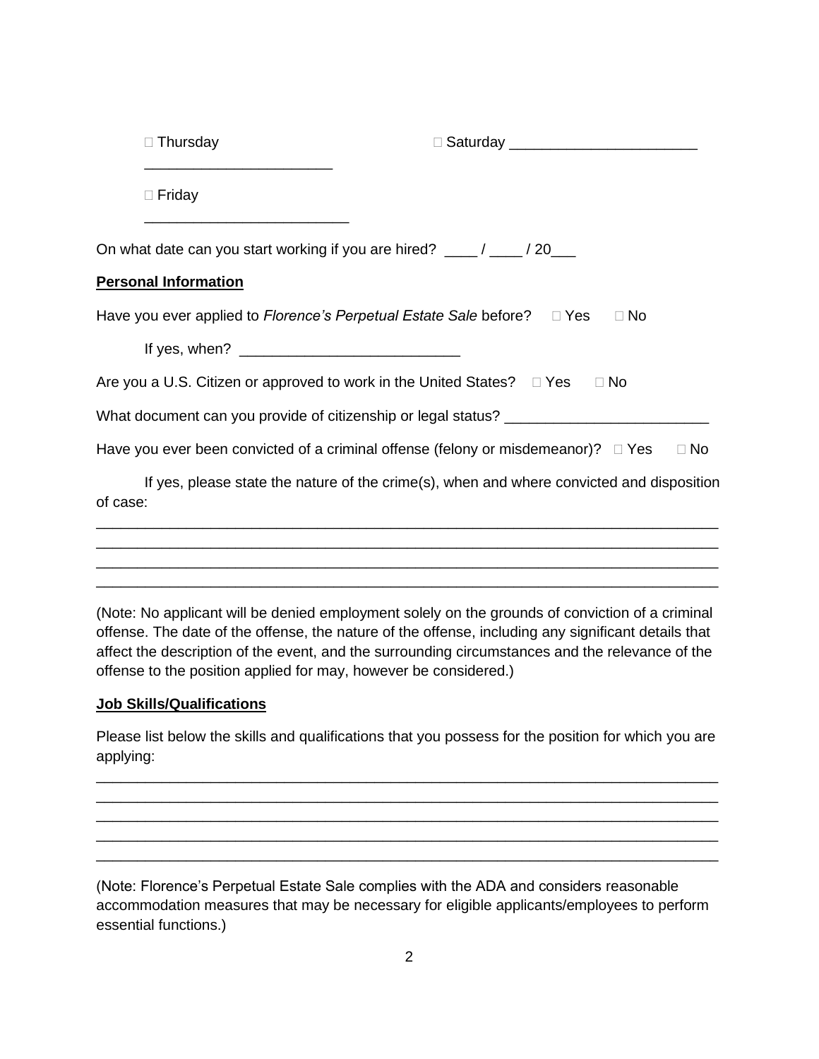☐ Thursday ________________________ ☐ Saturday ________________________

☐ Friday ________________________

On what date can you start working if you are hired? ____ / ____ / 20___

**Personal Information**

Have you ever applied to *Florence's Perpetual Estate Sale* before? ☐ Yes ☐ No

If yes, when? ___________________________

Are you a U.S. Citizen or approved to work in the United States? ☐ Yes ☐ No

What document can you provide of citizenship or legal status? _________________________

Have you ever been convicted of a criminal offense (felony or misdemeanor)? ☐ Yes ☐ No

If yes, please state the nature of the crime(s), when and where convicted and disposition of case:

_____________________________________________________________________________
_____________________________________________________________________________
_____________________________________________________________________________
_____________________________________________________________________________

(Note: No applicant will be denied employment solely on the grounds of conviction of a criminal offense. The date of the offense, the nature of the offense, including any significant details that affect the description of the event, and the surrounding circumstances and the relevance of the offense to the position applied for may, however be considered.)

**Job Skills/Qualifications**

Please list below the skills and qualifications that you possess for the position for which you are applying:

_____________________________________________________________________________
_____________________________________________________________________________
_____________________________________________________________________________
_____________________________________________________________________________
_____________________________________________________________________________

(Note: Florence's Perpetual Estate Sale complies with the ADA and considers reasonable accommodation measures that may be necessary for eligible applicants/employees to perform essential functions.)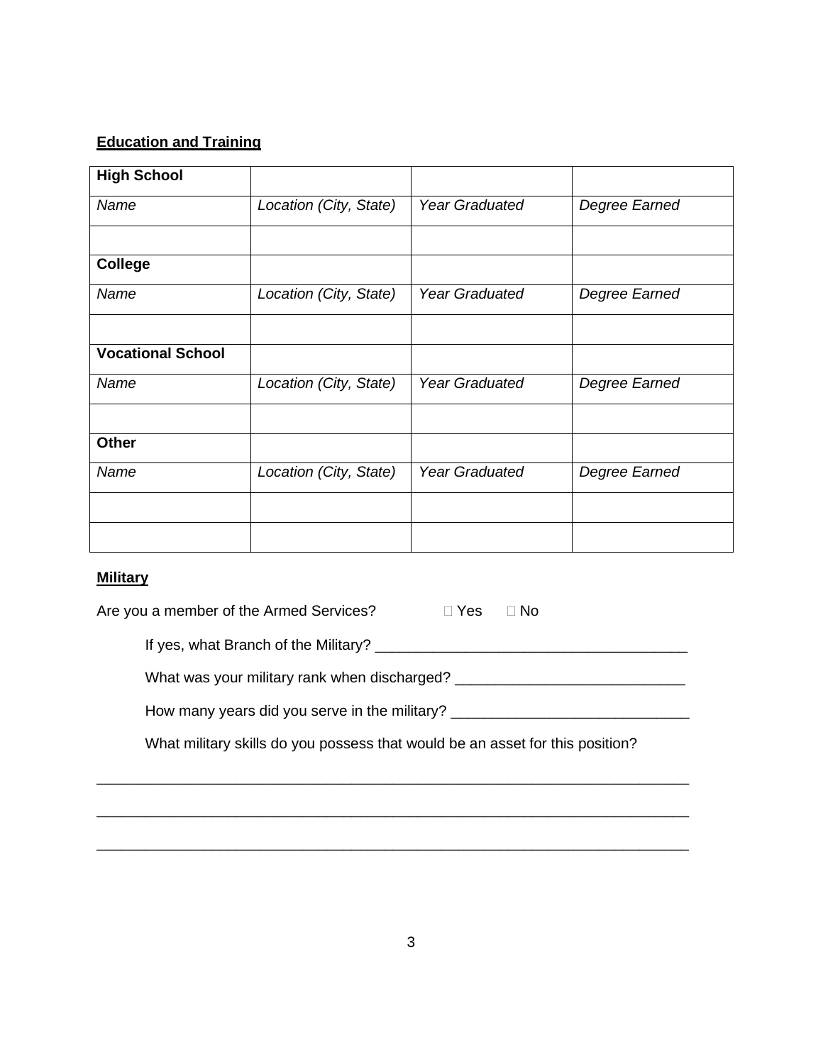**Education and Training**

| **High School** | | | |
|---|---|---|---|
| *Name* | *Location (City, State)* | *Year Graduated* | *Degree Earned* |
| | | | |
| **College** | | | |
| *Name* | *Location (City, State)* | *Year Graduated* | *Degree Earned* |
| | | | |
| **Vocational School** | | | |
| *Name* | *Location (City, State)* | *Year Graduated* | *Degree Earned* |
| | | | |
| **Other** | | | |
| *Name* | *Location (City, State)* | *Year Graduated* | *Degree Earned* |
| | | | |
| | | | |

**Military**

Are you a member of the Armed Services? ☐ Yes ☐ No

If yes, what Branch of the Military? ______________________________________

What was your military rank when discharged? ____________________________

How many years did you serve in the military? _____________________________

What military skills do you possess that would be an asset for this position?

__________________________________________________________________________

__________________________________________________________________________

__________________________________________________________________________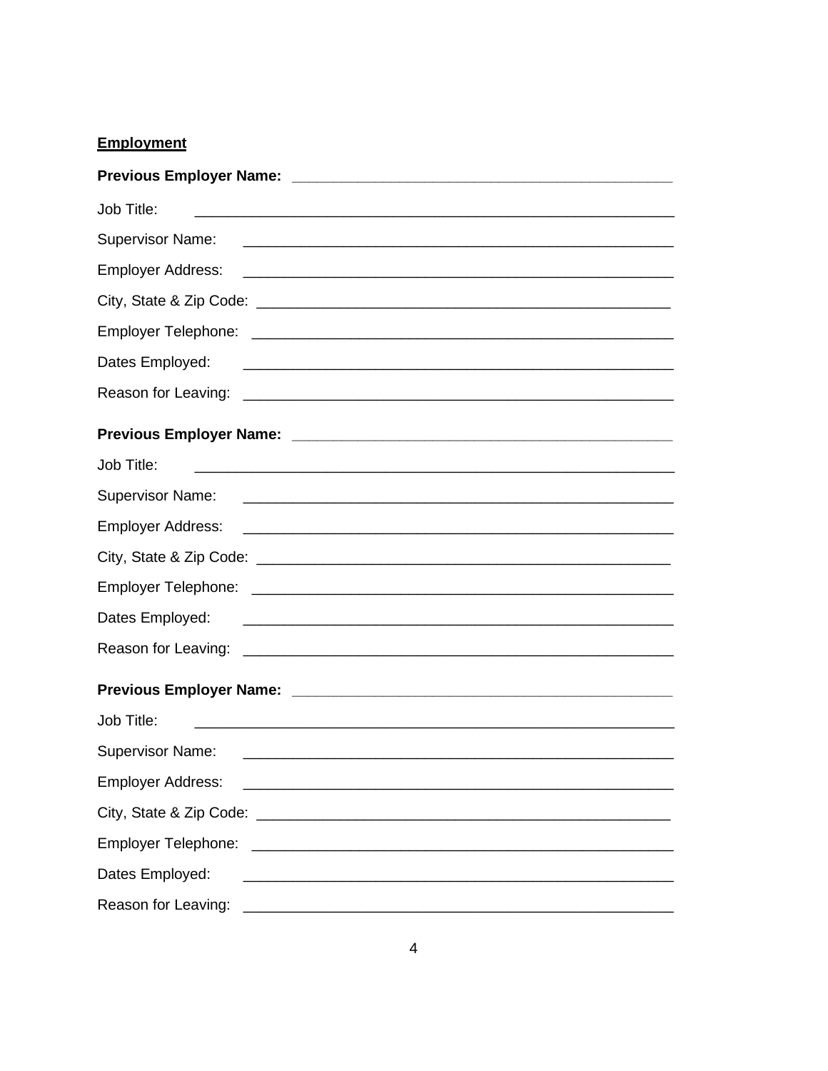**Employment**

**Previous Employer Name:** ____________________________________________

Job Title: ____________________________________________________________

Supervisor Name: ______________________________________________________

Employer Address: _____________________________________________________

City, State & Zip Code: ________________________________________________

Employer Telephone: ____________________________________________________

Dates Employed: ______________________________________________________

Reason for Leaving: ____________________________________________________

**Previous Employer Name:** ____________________________________________

Job Title: ____________________________________________________________

Supervisor Name: ______________________________________________________

Employer Address: _____________________________________________________

City, State & Zip Code: ________________________________________________

Employer Telephone: ____________________________________________________

Dates Employed: ______________________________________________________

Reason for Leaving: ____________________________________________________

**Previous Employer Name:** ____________________________________________

Job Title: ____________________________________________________________

Supervisor Name: ______________________________________________________

Employer Address: _____________________________________________________

City, State & Zip Code: ________________________________________________

Employer Telephone: ____________________________________________________

Dates Employed: ______________________________________________________

Reason for Leaving: ____________________________________________________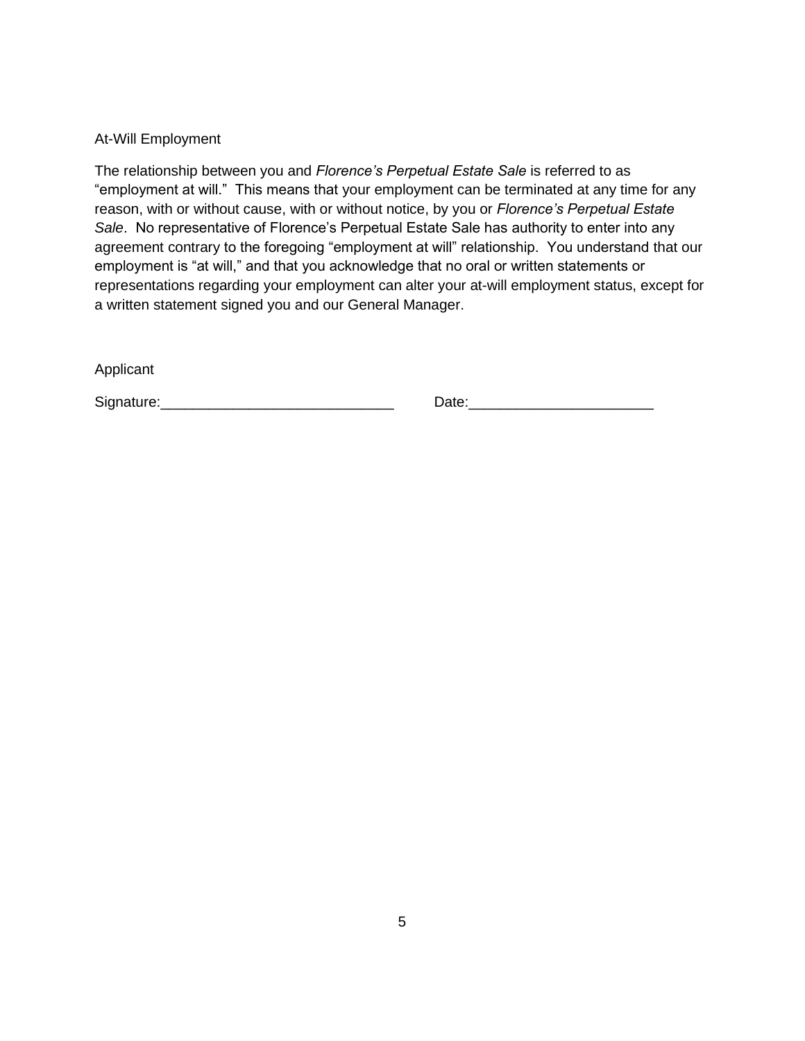At-Will Employment

The relationship between you and *Florence's Perpetual Estate Sale* is referred to as "employment at will." This means that your employment can be terminated at any time for any reason, with or without cause, with or without notice, by you or *Florence's Perpetual Estate Sale*. No representative of Florence's Perpetual Estate Sale has authority to enter into any agreement contrary to the foregoing "employment at will" relationship. You understand that our employment is "at will," and that you acknowledge that no oral or written statements or representations regarding your employment can alter your at-will employment status, except for a written statement signed you and our General Manager.

Applicant

Signature:_____________________________ Date:_______________________